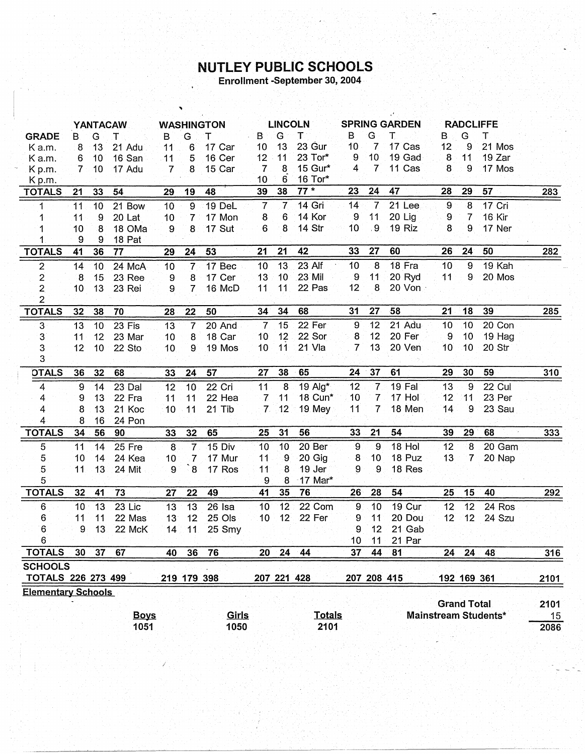# NUTLEY PUBLIC SCHOOLS

**Enrollment -September 30, 2004**

| GRADE | YANTACAW B | G | T | | WASHINGTON B | G | T | | LINCOLN B | G | T | | SPRING GARDEN B | G | T | | RADCLIFFE B | G | T | | |
|---|---|---|---|---|---|---|---|---|---|---|---|---|---|---|---|---|---|---|---|---|---|
| K a.m. | 8 | 13 | 21 | Adu | 11 | 6 | 17 | Car | 10 | 13 | 23 | Gur | 10 | 7 | 17 | Cas | 12 | 9 | 21 | Mos | |
| K a.m. | 6 | 10 | 16 | San | 11 | 5 | 16 | Cer | 12 | 11 | 23 | Tor* | 9 | 10 | 19 | Gad | 8 | 11 | 19 | Zar | |
| K p.m. | 7 | 10 | 17 | Adu | 7 | 8 | 15 | Car | 7 | 8 | 15 | Gur* | 4 | 7 | 11 | Cas | 8 | 9 | 17 | Mos | |
| K p.m. | | | | | | | | | 10 | 6 | 16 | Tor* | | | | | | | | | |
| **TOTALS** | **21** | **33** | **54** | | **29** | **19** | **48** | | **39** | **38** | **77 *** | | **23** | **24** | **47** | | **28** | **29** | **57** | | **283** |
| 1 | 11 | 10 | 21 | Bow | 10 | 9 | 19 | DeL | 7 | 7 | 14 | Gri | 14 | 7 | 21 | Lee | 9 | 8 | 17 | Cri | |
| 1 | 11 | 9 | 20 | Lat | 10 | 7 | 17 | Mon | 8 | 6 | 14 | Kor | 9 | 11 | 20 | Lig | 9 | 7 | 16 | Kir | |
| 1 | 10 | 8 | 18 | OMa | 9 | 8 | 17 | Sut | 6 | 8 | 14 | Str | 10 | 9 | 19 | Riz | 8 | 9 | 17 | Ner | |
| 1 | 9 | 9 | 18 | Pat | | | | | | | | | | | | | | | | | |
| **TOTALS** | **41** | **36** | **77** | | **29** | **24** | **53** | | **21** | **21** | **42** | | **33** | **27** | **60** | | **26** | **24** | **50** | | **282** |
| 2 | 14 | 10 | 24 | McA | 10 | 7 | 17 | Bec | 10 | 13 | 23 | Alf | 10 | 8 | 18 | Fra | 10 | 9 | 19 | Kah | |
| 2 | 8 | 15 | 23 | Ree | 9 | 8 | 17 | Cer | 13 | 10 | 23 | Mil | 9 | 11 | 20 | Ryd | 11 | 9 | 20 | Mos | |
| 2 | 10 | 13 | 23 | Rei | 9 | 7 | 16 | McD | 11 | 11 | 22 | Pas | 12 | 8 | 20 | Von | | | | | |
| 2 | | | | | | | | | | | | | | | | | | | | | |
| **TOTALS** | **32** | **38** | **70** | | **28** | **22** | **50** | | **34** | **34** | **68** | | **31** | **27** | **58** | | **21** | **18** | **39** | | **285** |
| 3 | 13 | 10 | 23 | Fis | 13 | 7 | 20 | And | 7 | 15 | 22 | Fer | 9 | 12 | 21 | Adu | 10 | 10 | 20 | Con | |
| 3 | 11 | 12 | 23 | Mar | 10 | 8 | 18 | Car | 10 | 12 | 22 | Sor | 8 | 12 | 20 | Fer | 9 | 10 | 19 | Hag | |
| 3 | 12 | 10 | 22 | Sto | 10 | 9 | 19 | Mos | 10 | 11 | 21 | Vla | 7 | 13 | 20 | Ven | 10 | 10 | 20 | Str | |
| 3 | | | | | | | | | | | | | | | | | | | | | |
| **OTALS** | **36** | **32** | **68** | | **33** | **24** | **57** | | **27** | **38** | **65** | | **24** | **37** | **61** | | **29** | **30** | **59** | | **310** |
| 4 | 9 | 14 | 23 | Dal | 12 | 10 | 22 | Cri | 11 | 8 | 19 | Alg* | 12 | 7 | 19 | Fal | 13 | 9 | 22 | Cul | |
| 4 | 9 | 13 | 22 | Fra | 11 | 11 | 22 | Hea | 7 | 11 | 18 | Cun* | 10 | 7 | 17 | Hol | 12 | 11 | 23 | Per | |
| 4 | 8 | 13 | 21 | Koc | 10 | 11 | 21 | Tib | 7 | 12 | 19 | Mey | 11 | 7 | 18 | Men | 14 | 9 | 23 | Sau | |
| 4 | 8 | 16 | 24 | Pon | | | | | | | | | | | | | | | | | |
| **TOTALS** | **34** | **56** | **90** | | **33** | **32** | **65** | | **25** | **31** | **56** | | **33** | **21** | **54** | | **39** | **29** | **68** | | **333** |
| 5 | 11 | 14 | 25 | Fre | 8 | 7 | 15 | Div | 10 | 10 | 20 | Ber | 9 | 9 | 18 | Hol | 12 | 8 | 20 | Gam | |
| 5 | 10 | 14 | 24 | Kea | 10 | 7 | 17 | Mur | 11 | 9 | 20 | Gig | 8 | 10 | 18 | Puz | 13 | 7 | 20 | Nap | |
| 5 | 11 | 13 | 24 | Mit | 9 | 8 | 17 | Ros | 11 | 8 | 19 | Jer | 9 | 9 | 18 | Res | | | | | |
| 5 | | | | | | | | | 9 | 8 | 17 | Mar* | | | | | | | | | |
| **TOTALS** | **32** | **41** | **73** | | **27** | **22** | **49** | | **41** | **35** | **76** | | **26** | **28** | **54** | | **25** | **15** | **40** | | **292** |
| 6 | 10 | 13 | 23 | Lic | 13 | 13 | 26 | Isa | 10 | 12 | 22 | Com | 9 | 10 | 19 | Cur | 12 | 12 | 24 | Ros | |
| 6 | 11 | 11 | 22 | Mas | 13 | 12 | 25 | Ols | 10 | 12 | 22 | Fer | 9 | 11 | 20 | Dou | 12 | 12 | 24 | Szu | |
| 6 | 9 | 13 | 22 | McK | 14 | 11 | 25 | Smy | | | | | 9 | 12 | 21 | Gab | | | | | |
| 6 | | | | | | | | | | | | | 10 | 11 | 21 | Par | | | | | |
| **TOTALS** | **30** | **37** | **67** | | **40** | **36** | **76** | | **20** | **24** | **44** | | **37** | **44** | **81** | | **24** | **24** | **48** | | **316** |
| **SCHOOLS TOTALS** | **226** | **273** | **499** | | **219** | **179** | **398** | | **207** | **221** | **428** | | **207** | **208** | **415** | | **192** | **169** | **361** | | **2101** |

**Elementary Schools**

| Boys | Girls | Totals |
|---|---|---|
| 1051 | 1050 | 2101 |

| | |
|---|---|
| **Grand Total** | 2101 |
| **Mainstream Students*** | 15 |
| | 2086 |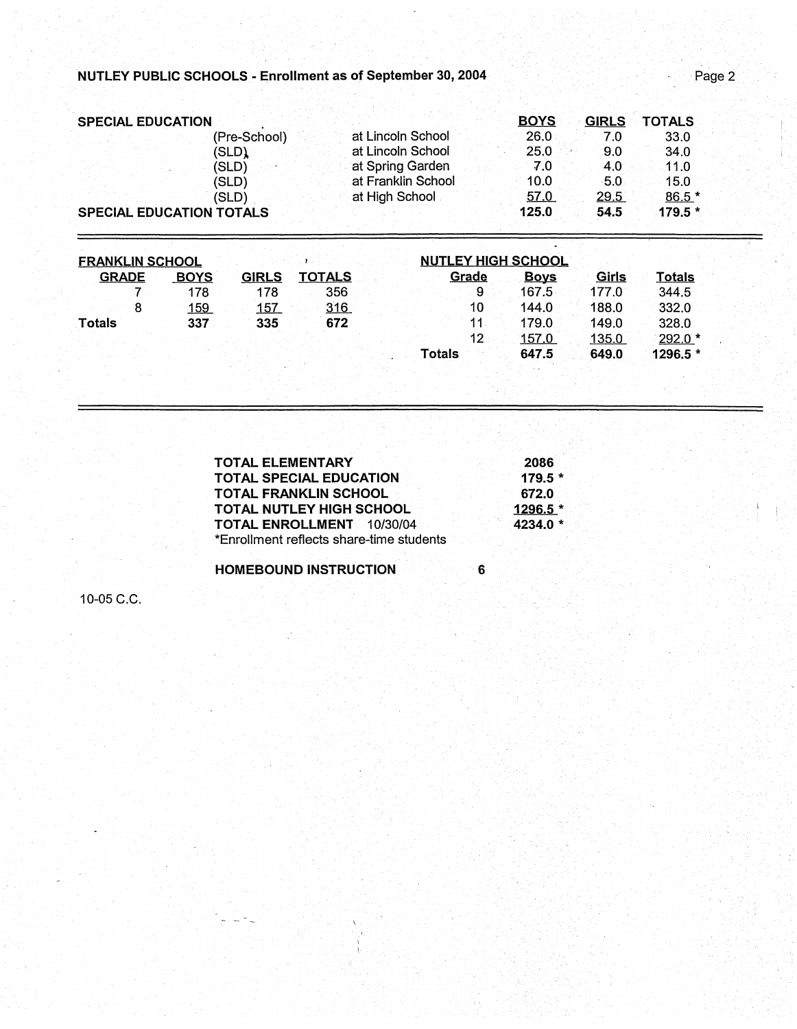## NUTLEY PUBLIC SCHOOLS - Enrollment as of September 30, 2004

| SPECIAL EDUCATION | | | BOYS | GIRLS | TOTALS |
|---|---|---|---|---|---|
| | (Pre-School) | at Lincoln School | 26.0 | 7.0 | 33.0 |
| | (SLD) | at Lincoln School | 25.0 | 9.0 | 34.0 |
| | (SLD) | at Spring Garden | 7.0 | 4.0 | 11.0 |
| | (SLD) | at Franklin School | 10.0 | 5.0 | 15.0 |
| | (SLD) | at High School | 57.0 | 29.5 | 86.5 * |
| **SPECIAL EDUCATION TOTALS** | | | **125.0** | **54.5** | **179.5 *** |

**FRANKLIN SCHOOL**

| GRADE | BOYS | GIRLS | TOTALS |
|---|---|---|---|
| 7 | 178 | 178 | 356 |
| 8 | 159 | 157 | 316 |
| **Totals** | **337** | **335** | **672** |

**NUTLEY HIGH SCHOOL**

| Grade | Boys | Girls | Totals |
|---|---|---|---|
| 9 | 167.5 | 177.0 | 344.5 |
| 10 | 144.0 | 188.0 | 332.0 |
| 11 | 179.0 | 149.0 | 328.0 |
| 12 | 157.0 | 135.0 | 292.0 * |
| **Totals** | **647.5** | **649.0** | **1296.5 *** |

| | |
|---|---|
| **TOTAL ELEMENTARY** | **2086** |
| **TOTAL SPECIAL EDUCATION** | **179.5 *** |
| **TOTAL FRANKLIN SCHOOL** | **672.0** |
| **TOTAL NUTLEY HIGH SCHOOL** | **1296.5 *** |
| **TOTAL ENROLLMENT** 10/30/04 | **4234.0 *** |

*Enrollment reflects share-time students

**HOMEBOUND INSTRUCTION** 6

10-05 C.C.